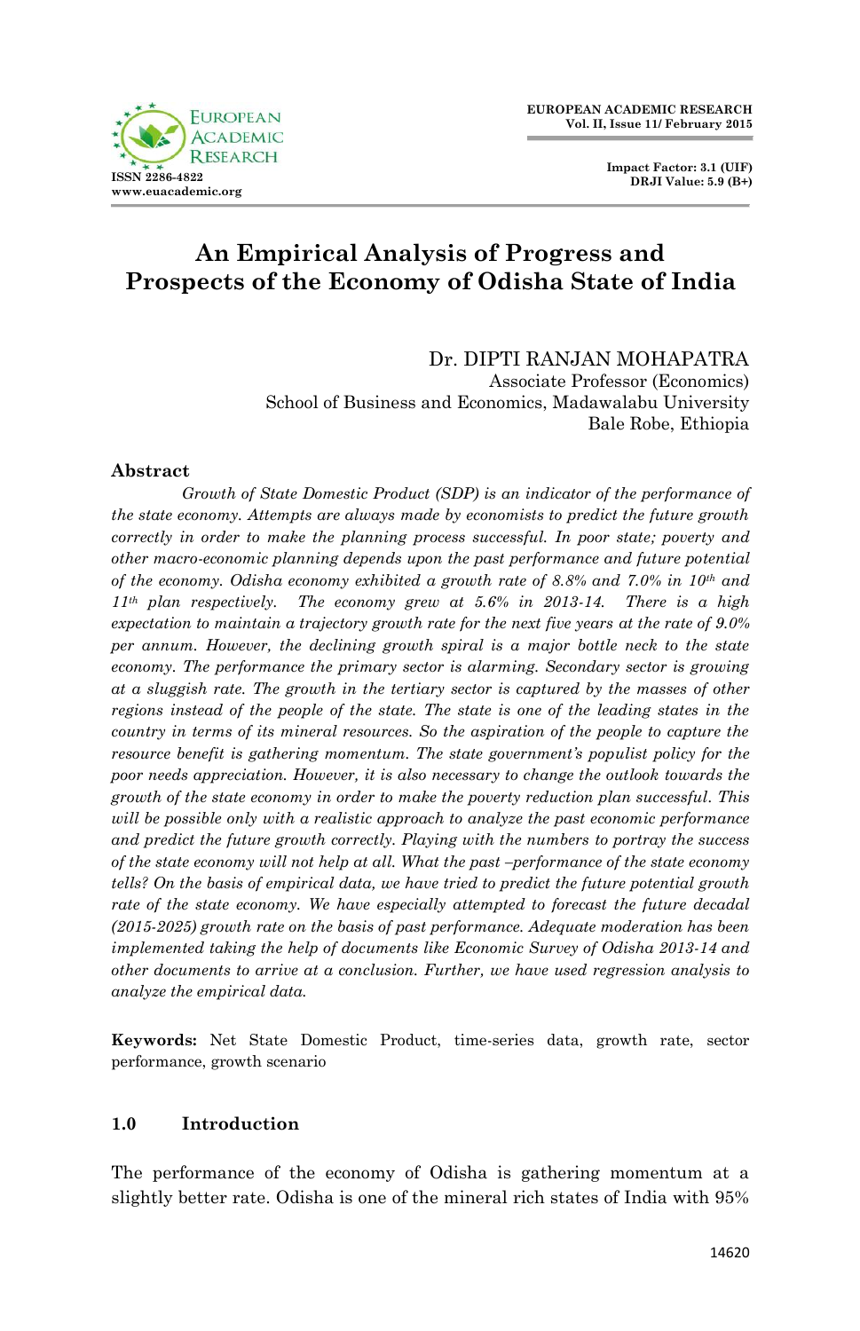# An Empirical Analysis of Progress and Prospects of the Economy of Odisha State of India

Dr. DIPTI RANJAN MOHAPATRA
Associate Professor (Economics)
School of Business and Economics, Madawalabu University
Bale Robe, Ethiopia

## Abstract

*Growth of State Domestic Product (SDP) is an indicator of the performance of the state economy. Attempts are always made by economists to predict the future growth correctly in order to make the planning process successful. In poor state; poverty and other macro-economic planning depends upon the past performance and future potential of the economy. Odisha economy exhibited a growth rate of 8.8% and 7.0% in 10th and 11th plan respectively. The economy grew at 5.6% in 2013-14. There is a high expectation to maintain a trajectory growth rate for the next five years at the rate of 9.0% per annum. However, the declining growth spiral is a major bottle neck to the state economy. The performance the primary sector is alarming. Secondary sector is growing at a sluggish rate. The growth in the tertiary sector is captured by the masses of other regions instead of the people of the state. The state is one of the leading states in the country in terms of its mineral resources. So the aspiration of the people to capture the resource benefit is gathering momentum. The state government's populist policy for the poor needs appreciation. However, it is also necessary to change the outlook towards the growth of the state economy in order to make the poverty reduction plan successful. This will be possible only with a realistic approach to analyze the past economic performance and predict the future growth correctly. Playing with the numbers to portray the success of the state economy will not help at all. What the past –performance of the state economy tells? On the basis of empirical data, we have tried to predict the future potential growth rate of the state economy. We have especially attempted to forecast the future decadal (2015-2025) growth rate on the basis of past performance. Adequate moderation has been implemented taking the help of documents like Economic Survey of Odisha 2013-14 and other documents to arrive at a conclusion. Further, we have used regression analysis to analyze the empirical data.*

**Keywords:** Net State Domestic Product, time-series data, growth rate, sector performance, growth scenario

## 1.0 Introduction

The performance of the economy of Odisha is gathering momentum at a slightly better rate. Odisha is one of the mineral rich states of India with 95%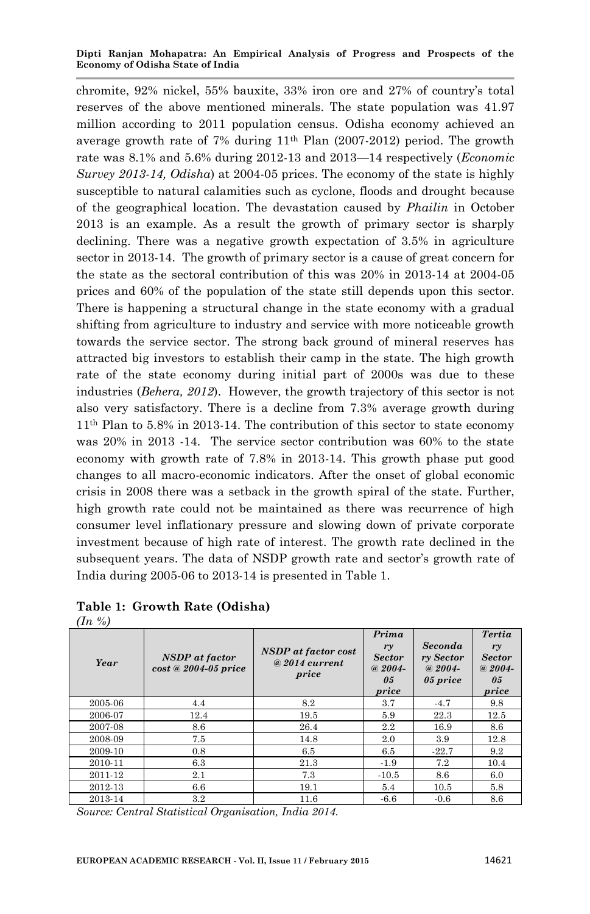chromite, 92% nickel, 55% bauxite, 33% iron ore and 27% of country's total reserves of the above mentioned minerals. The state population was 41.97 million according to 2011 population census. Odisha economy achieved an average growth rate of 7% during 11th Plan (2007-2012) period. The growth rate was 8.1% and 5.6% during 2012-13 and 2013—14 respectively (*Economic Survey 2013-14, Odisha*) at 2004-05 prices. The economy of the state is highly susceptible to natural calamities such as cyclone, floods and drought because of the geographical location. The devastation caused by *Phailin* in October 2013 is an example. As a result the growth of primary sector is sharply declining. There was a negative growth expectation of 3.5% in agriculture sector in 2013-14. The growth of primary sector is a cause of great concern for the state as the sectoral contribution of this was 20% in 2013-14 at 2004-05 prices and 60% of the population of the state still depends upon this sector. There is happening a structural change in the state economy with a gradual shifting from agriculture to industry and service with more noticeable growth towards the service sector. The strong back ground of mineral reserves has attracted big investors to establish their camp in the state. The high growth rate of the state economy during initial part of 2000s was due to these industries (*Behera, 2012*). However, the growth trajectory of this sector is not also very satisfactory. There is a decline from 7.3% average growth during 11th Plan to 5.8% in 2013-14. The contribution of this sector to state economy was 20% in 2013 -14. The service sector contribution was 60% to the state economy with growth rate of 7.8% in 2013-14. This growth phase put good changes to all macro-economic indicators. After the onset of global economic crisis in 2008 there was a setback in the growth spiral of the state. Further, high growth rate could not be maintained as there was recurrence of high consumer level inflationary pressure and slowing down of private corporate investment because of high rate of interest. The growth rate declined in the subsequent years. The data of NSDP growth rate and sector's growth rate of India during 2005-06 to 2013-14 is presented in Table 1.

**Table 1: Growth Rate (Odisha)**
*(In %)*

| *Year* | *NSDP at factor cost @ 2004-05 price* | *NSDP at factor cost @ 2014 current price* | *Primary Sector @ 2004-05 price* | *Secondary Sector @ 2004-05 price* | *Tertiary Sector @ 2004-05 price* |
|---|---|---|---|---|---|
| 2005-06 | 4.4 | 8.2 | 3.7 | -4.7 | 9.8 |
| 2006-07 | 12.4 | 19.5 | 5.9 | 22.3 | 12.5 |
| 2007-08 | 8.6 | 26.4 | 2.2 | 16.9 | 8.6 |
| 2008-09 | 7.5 | 14.8 | 2.0 | 3.9 | 12.8 |
| 2009-10 | 0.8 | 6.5 | 6.5 | -22.7 | 9.2 |
| 2010-11 | 6.3 | 21.3 | -1.9 | 7.2 | 10.4 |
| 2011-12 | 2.1 | 7.3 | -10.5 | 8.6 | 6.0 |
| 2012-13 | 6.6 | 19.1 | 5.4 | 10.5 | 5.8 |
| 2013-14 | 3.2 | 11.6 | -6.6 | -0.6 | 8.6 |

*Source: Central Statistical Organisation, India 2014.*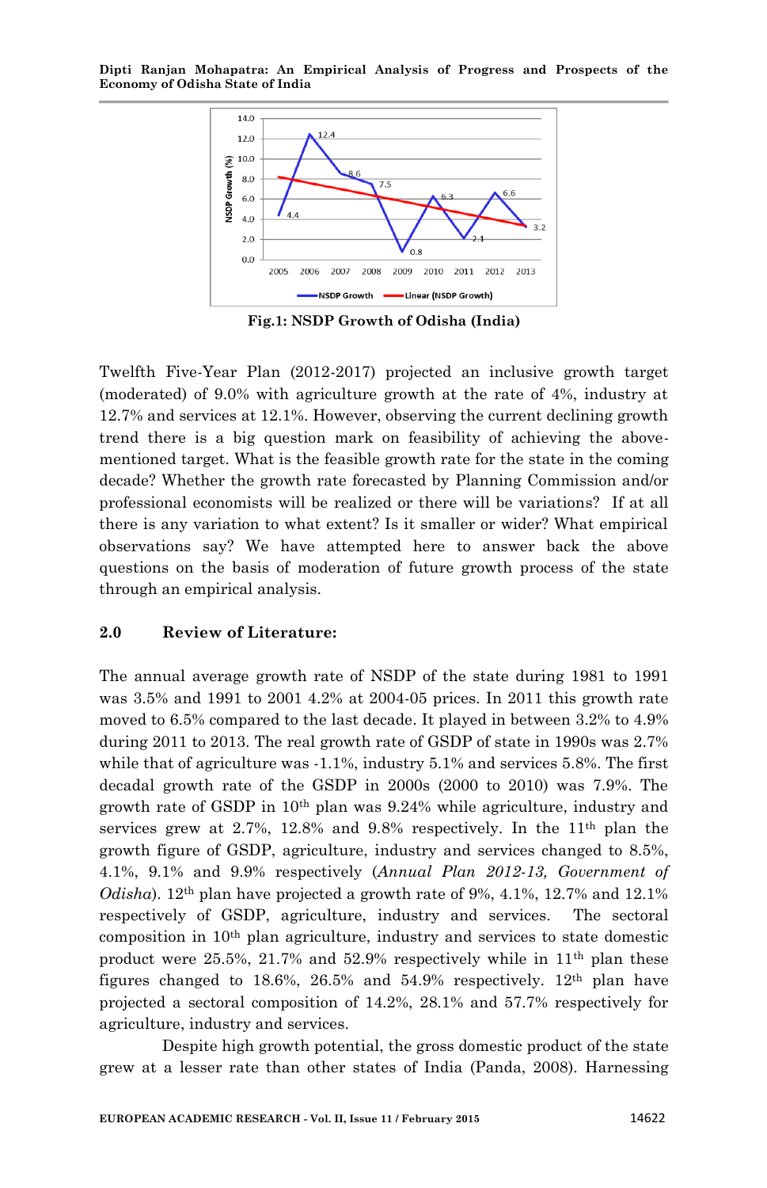Fig.1: NSDP Growth of Odisha (India)

Twelfth Five-Year Plan (2012-2017) projected an inclusive growth target (moderated) of 9.0% with agriculture growth at the rate of 4%, industry at 12.7% and services at 12.1%. However, observing the current declining growth trend there is a big question mark on feasibility of achieving the above-mentioned target. What is the feasible growth rate for the state in the coming decade? Whether the growth rate forecasted by Planning Commission and/or professional economists will be realized or there will be variations? If at all there is any variation to what extent? Is it smaller or wider? What empirical observations say? We have attempted here to answer back the above questions on the basis of moderation of future growth process of the state through an empirical analysis.

## 2.0 Review of Literature:

The annual average growth rate of NSDP of the state during 1981 to 1991 was 3.5% and 1991 to 2001 4.2% at 2004-05 prices. In 2011 this growth rate moved to 6.5% compared to the last decade. It played in between 3.2% to 4.9% during 2011 to 2013. The real growth rate of GSDP of state in 1990s was 2.7% while that of agriculture was -1.1%, industry 5.1% and services 5.8%. The first decadal growth rate of the GSDP in 2000s (2000 to 2010) was 7.9%. The growth rate of GSDP in 10th plan was 9.24% while agriculture, industry and services grew at 2.7%, 12.8% and 9.8% respectively. In the 11th plan the growth figure of GSDP, agriculture, industry and services changed to 8.5%, 4.1%, 9.1% and 9.9% respectively (*Annual Plan 2012-13, Government of Odisha*). 12th plan have projected a growth rate of 9%, 4.1%, 12.7% and 12.1% respectively of GSDP, agriculture, industry and services. The sectoral composition in 10th plan agriculture, industry and services to state domestic product were 25.5%, 21.7% and 52.9% respectively while in 11th plan these figures changed to 18.6%, 26.5% and 54.9% respectively. 12th plan have projected a sectoral composition of 14.2%, 28.1% and 57.7% respectively for agriculture, industry and services.

Despite high growth potential, the gross domestic product of the state grew at a lesser rate than other states of India (Panda, 2008). Harnessing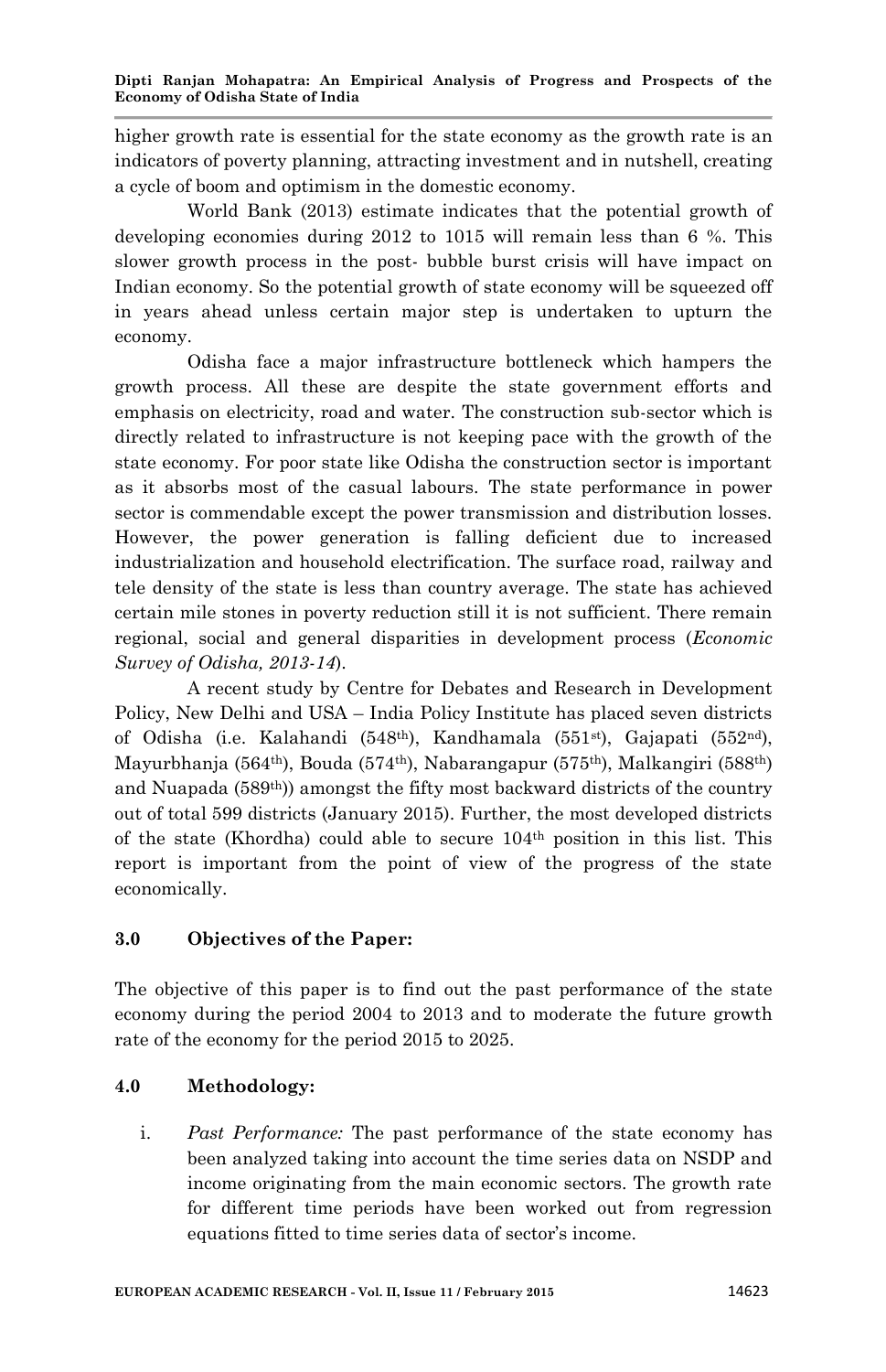higher growth rate is essential for the state economy as the growth rate is an indicators of poverty planning, attracting investment and in nutshell, creating a cycle of boom and optimism in the domestic economy.

World Bank (2013) estimate indicates that the potential growth of developing economies during 2012 to 1015 will remain less than 6 %. This slower growth process in the post- bubble burst crisis will have impact on Indian economy. So the potential growth of state economy will be squeezed off in years ahead unless certain major step is undertaken to upturn the economy.

Odisha face a major infrastructure bottleneck which hampers the growth process. All these are despite the state government efforts and emphasis on electricity, road and water. The construction sub-sector which is directly related to infrastructure is not keeping pace with the growth of the state economy. For poor state like Odisha the construction sector is important as it absorbs most of the casual labours. The state performance in power sector is commendable except the power transmission and distribution losses. However, the power generation is falling deficient due to increased industrialization and household electrification. The surface road, railway and tele density of the state is less than country average. The state has achieved certain mile stones in poverty reduction still it is not sufficient. There remain regional, social and general disparities in development process (*Economic Survey of Odisha, 2013-14*).

A recent study by Centre for Debates and Research in Development Policy, New Delhi and USA – India Policy Institute has placed seven districts of Odisha (i.e. Kalahandi (548th), Kandhamala (551st), Gajapati (552nd), Mayurbhanja (564th), Bouda (574th), Nabarangapur (575th), Malkangiri (588th) and Nuapada (589th)) amongst the fifty most backward districts of the country out of total 599 districts (January 2015). Further, the most developed districts of the state (Khordha) could able to secure 104th position in this list. This report is important from the point of view of the progress of the state economically.

## 3.0 Objectives of the Paper:

The objective of this paper is to find out the past performance of the state economy during the period 2004 to 2013 and to moderate the future growth rate of the economy for the period 2015 to 2025.

## 4.0 Methodology:

i. *Past Performance:* The past performance of the state economy has been analyzed taking into account the time series data on NSDP and income originating from the main economic sectors. The growth rate for different time periods have been worked out from regression equations fitted to time series data of sector's income.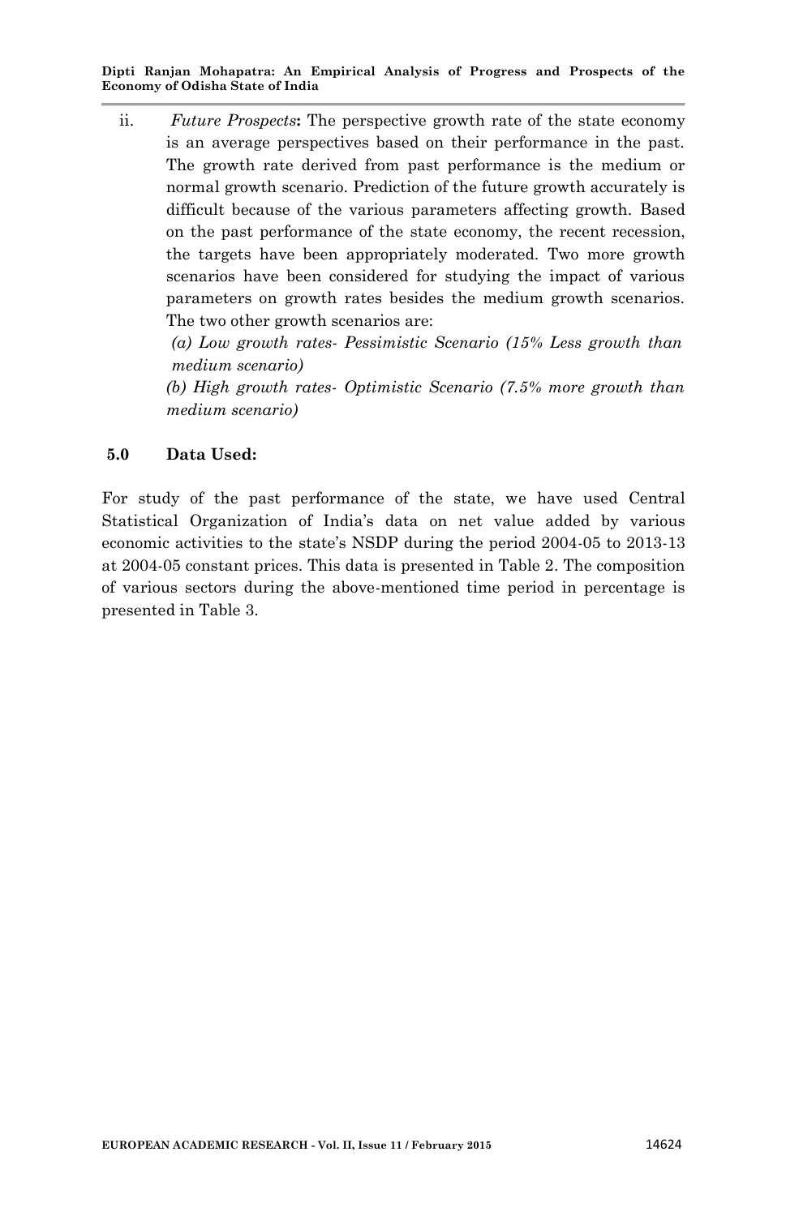ii. *Future Prospects***:** The perspective growth rate of the state economy is an average perspectives based on their performance in the past. The growth rate derived from past performance is the medium or normal growth scenario. Prediction of the future growth accurately is difficult because of the various parameters affecting growth. Based on the past performance of the state economy, the recent recession, the targets have been appropriately moderated. Two more growth scenarios have been considered for studying the impact of various parameters on growth rates besides the medium growth scenarios. The two other growth scenarios are:

*(a) Low growth rates- Pessimistic Scenario (15% Less growth than medium scenario)*

*(b) High growth rates- Optimistic Scenario (7.5% more growth than medium scenario)*

## 5.0 Data Used:

For study of the past performance of the state, we have used Central Statistical Organization of India's data on net value added by various economic activities to the state's NSDP during the period 2004-05 to 2013-13 at 2004-05 constant prices. This data is presented in Table 2. The composition of various sectors during the above-mentioned time period in percentage is presented in Table 3.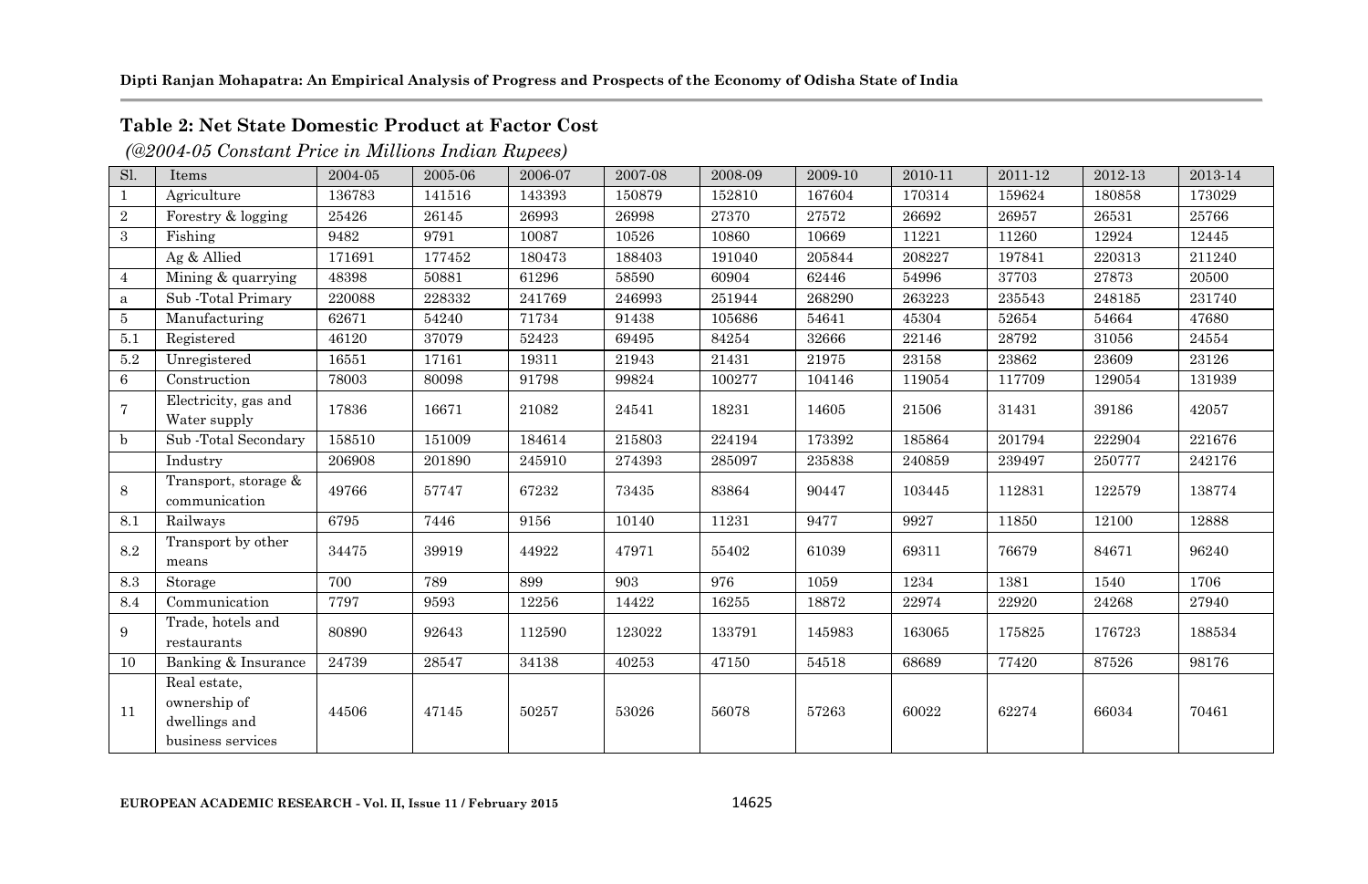**Table 2: Net State Domestic Product at Factor Cost**

*(@2004-05 Constant Price in Millions Indian Rupees)*

| Sl. | Items | 2004-05 | 2005-06 | 2006-07 | 2007-08 | 2008-09 | 2009-10 | 2010-11 | 2011-12 | 2012-13 | 2013-14 |
|---|---|---|---|---|---|---|---|---|---|---|---|
| 1 | Agriculture | 136783 | 141516 | 143393 | 150879 | 152810 | 167604 | 170314 | 159624 | 180858 | 173029 |
| 2 | Forestry & logging | 25426 | 26145 | 26993 | 26998 | 27370 | 27572 | 26692 | 26957 | 26531 | 25766 |
| 3 | Fishing | 9482 | 9791 | 10087 | 10526 | 10860 | 10669 | 11221 | 11260 | 12924 | 12445 |
| | Ag & Allied | 171691 | 177452 | 180473 | 188403 | 191040 | 205844 | 208227 | 197841 | 220313 | 211240 |
| 4 | Mining & quarrying | 48398 | 50881 | 61296 | 58590 | 60904 | 62446 | 54996 | 37703 | 27873 | 20500 |
| a | Sub -Total Primary | 220088 | 228332 | 241769 | 246993 | 251944 | 268290 | 263223 | 235543 | 248185 | 231740 |
| 5 | Manufacturing | 62671 | 54240 | 71734 | 91438 | 105686 | 54641 | 45304 | 52654 | 54664 | 47680 |
| 5.1 | Registered | 46120 | 37079 | 52423 | 69495 | 84254 | 32666 | 22146 | 28792 | 31056 | 24554 |
| 5.2 | Unregistered | 16551 | 17161 | 19311 | 21943 | 21431 | 21975 | 23158 | 23862 | 23609 | 23126 |
| 6 | Construction | 78003 | 80098 | 91798 | 99824 | 100277 | 104146 | 119054 | 117709 | 129054 | 131939 |
| 7 | Electricity, gas and Water supply | 17836 | 16671 | 21082 | 24541 | 18231 | 14605 | 21506 | 31431 | 39186 | 42057 |
| b | Sub -Total Secondary | 158510 | 151009 | 184614 | 215803 | 224194 | 173392 | 185864 | 201794 | 222904 | 221676 |
| | Industry | 206908 | 201890 | 245910 | 274393 | 285097 | 235838 | 240859 | 239497 | 250777 | 242176 |
| 8 | Transport, storage & communication | 49766 | 57747 | 67232 | 73435 | 83864 | 90447 | 103445 | 112831 | 122579 | 138774 |
| 8.1 | Railways | 6795 | 7446 | 9156 | 10140 | 11231 | 9477 | 9927 | 11850 | 12100 | 12888 |
| 8.2 | Transport by other means | 34475 | 39919 | 44922 | 47971 | 55402 | 61039 | 69311 | 76679 | 84671 | 96240 |
| 8.3 | Storage | 700 | 789 | 899 | 903 | 976 | 1059 | 1234 | 1381 | 1540 | 1706 |
| 8.4 | Communication | 7797 | 9593 | 12256 | 14422 | 16255 | 18872 | 22974 | 22920 | 24268 | 27940 |
| 9 | Trade, hotels and restaurants | 80890 | 92643 | 112590 | 123022 | 133791 | 145983 | 163065 | 175825 | 176723 | 188534 |
| 10 | Banking & Insurance | 24739 | 28547 | 34138 | 40253 | 47150 | 54518 | 68689 | 77420 | 87526 | 98176 |
| 11 | Real estate, ownership of dwellings and business services | 44506 | 47145 | 50257 | 53026 | 56078 | 57263 | 60022 | 62274 | 66034 | 70461 |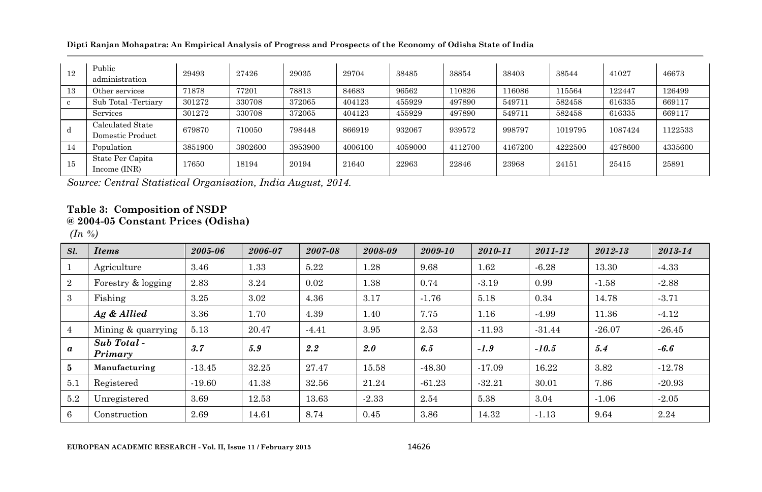| 12 | Public administration | 29493 | 27426 | 29035 | 29704 | 38485 | 38854 | 38403 | 38544 | 41027 | 46673 |
|---|---|---|---|---|---|---|---|---|---|---|---|
| 13 | Other services | 71878 | 77201 | 78813 | 84683 | 96562 | 110826 | 116086 | 115564 | 122447 | 126499 |
| c | Sub Total -Tertiary | 301272 | 330708 | 372065 | 404123 | 455929 | 497890 | 549711 | 582458 | 616335 | 669117 |
| | Services | 301272 | 330708 | 372065 | 404123 | 455929 | 497890 | 549711 | 582458 | 616335 | 669117 |
| d | Calculated State Domestic Product | 679870 | 710050 | 798448 | 866919 | 932067 | 939572 | 998797 | 1019795 | 1087424 | 1122533 |
| 14 | Population | 3851900 | 3902600 | 3953900 | 4006100 | 4059000 | 4112700 | 4167200 | 4222500 | 4278600 | 4335600 |
| 15 | State Per Capita Income (INR) | 17650 | 18194 | 20194 | 21640 | 22963 | 22846 | 23968 | 24151 | 25415 | 25891 |

*Source: Central Statistical Organisation, India August, 2014.*

**Table 3: Composition of NSDP**
**@ 2004-05 Constant Prices (Odisha)**
*(In %)*

| *Sl.* | *Items* | *2005-06* | *2006-07* | *2007-08* | *2008-09* | *2009-10* | *2010-11* | *2011-12* | *2012-13* | *2013-14* |
|---|---|---|---|---|---|---|---|---|---|---|
| 1 | Agriculture | 3.46 | 1.33 | 5.22 | 1.28 | 9.68 | 1.62 | -6.28 | 13.30 | -4.33 |
| 2 | Forestry & logging | 2.83 | 3.24 | 0.02 | 1.38 | 0.74 | -3.19 | 0.99 | -1.58 | -2.88 |
| 3 | Fishing | 3.25 | 3.02 | 4.36 | 3.17 | -1.76 | 5.18 | 0.34 | 14.78 | -3.71 |
| | ***Ag & Allied*** | 3.36 | 1.70 | 4.39 | 1.40 | 7.75 | 1.16 | -4.99 | 11.36 | -4.12 |
| 4 | Mining & quarrying | 5.13 | 20.47 | -4.41 | 3.95 | 2.53 | -11.93 | -31.44 | -26.07 | -26.45 |
| ***a*** | ***Sub Total - Primary*** | ***3.7*** | ***5.9*** | ***2.2*** | ***2.0*** | ***6.5*** | ***-1.9*** | ***-10.5*** | ***5.4*** | ***-6.6*** |
| **5** | **Manufacturing** | -13.45 | 32.25 | 27.47 | 15.58 | -48.30 | -17.09 | 16.22 | 3.82 | -12.78 |
| 5.1 | Registered | -19.60 | 41.38 | 32.56 | 21.24 | -61.23 | -32.21 | 30.01 | 7.86 | -20.93 |
| 5.2 | Unregistered | 3.69 | 12.53 | 13.63 | -2.33 | 2.54 | 5.38 | 3.04 | -1.06 | -2.05 |
| 6 | Construction | 2.69 | 14.61 | 8.74 | 0.45 | 3.86 | 14.32 | -1.13 | 9.64 | 2.24 |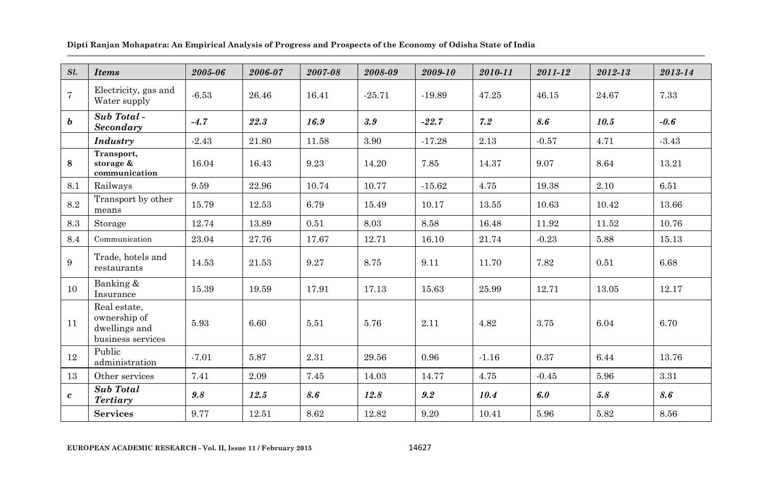| Sl. | Items | 2005-06 | 2006-07 | 2007-08 | 2008-09 | 2009-10 | 2010-11 | 2011-12 | 2012-13 | 2013-14 |
|---|---|---|---|---|---|---|---|---|---|---|
| 7 | Electricity, gas and Water supply | -6.53 | 26.46 | 16.41 | -25.71 | -19.89 | 47.25 | 46.15 | 24.67 | 7.33 |
| ***b*** | ***Sub Total - Secondary*** | ***-4.7*** | ***22.3*** | ***16.9*** | ***3.9*** | ***-22.7*** | ***7.2*** | ***8.6*** | ***10.5*** | ***-0.6*** |
| | ***Industry*** | -2.43 | 21.80 | 11.58 | 3.90 | -17.28 | 2.13 | -0.57 | 4.71 | -3.43 |
| **8** | **Transport, storage & communication** | 16.04 | 16.43 | 9.23 | 14.20 | 7.85 | 14.37 | 9.07 | 8.64 | 13.21 |
| 8.1 | Railways | 9.59 | 22.96 | 10.74 | 10.77 | -15.62 | 4.75 | 19.38 | 2.10 | 6.51 |
| 8.2 | Transport by other means | 15.79 | 12.53 | 6.79 | 15.49 | 10.17 | 13.55 | 10.63 | 10.42 | 13.66 |
| 8.3 | Storage | 12.74 | 13.89 | 0.51 | 8.03 | 8.58 | 16.48 | 11.92 | 11.52 | 10.76 |
| 8.4 | Communication | 23.04 | 27.76 | 17.67 | 12.71 | 16.10 | 21.74 | -0.23 | 5.88 | 15.13 |
| 9 | Trade, hotels and restaurants | 14.53 | 21.53 | 9.27 | 8.75 | 9.11 | 11.70 | 7.82 | 0.51 | 6.68 |
| 10 | Banking & Insurance | 15.39 | 19.59 | 17.91 | 17.13 | 15.63 | 25.99 | 12.71 | 13.05 | 12.17 |
| 11 | Real estate, ownership of dwellings and business services | 5.93 | 6.60 | 5.51 | 5.76 | 2.11 | 4.82 | 3.75 | 6.04 | 6.70 |
| 12 | Public administration | -7.01 | 5.87 | 2.31 | 29.56 | 0.96 | -1.16 | 0.37 | 6.44 | 13.76 |
| 13 | Other services | 7.41 | 2.09 | 7.45 | 14.03 | 14.77 | 4.75 | -0.45 | 5.96 | 3.31 |
| ***c*** | ***Sub Total Tertiary*** | ***9.8*** | ***12.5*** | ***8.6*** | ***12.8*** | ***9.2*** | ***10.4*** | ***6.0*** | ***5.8*** | ***8.6*** |
| | **Services** | 9.77 | 12.51 | 8.62 | 12.82 | 9.20 | 10.41 | 5.96 | 5.82 | 8.56 |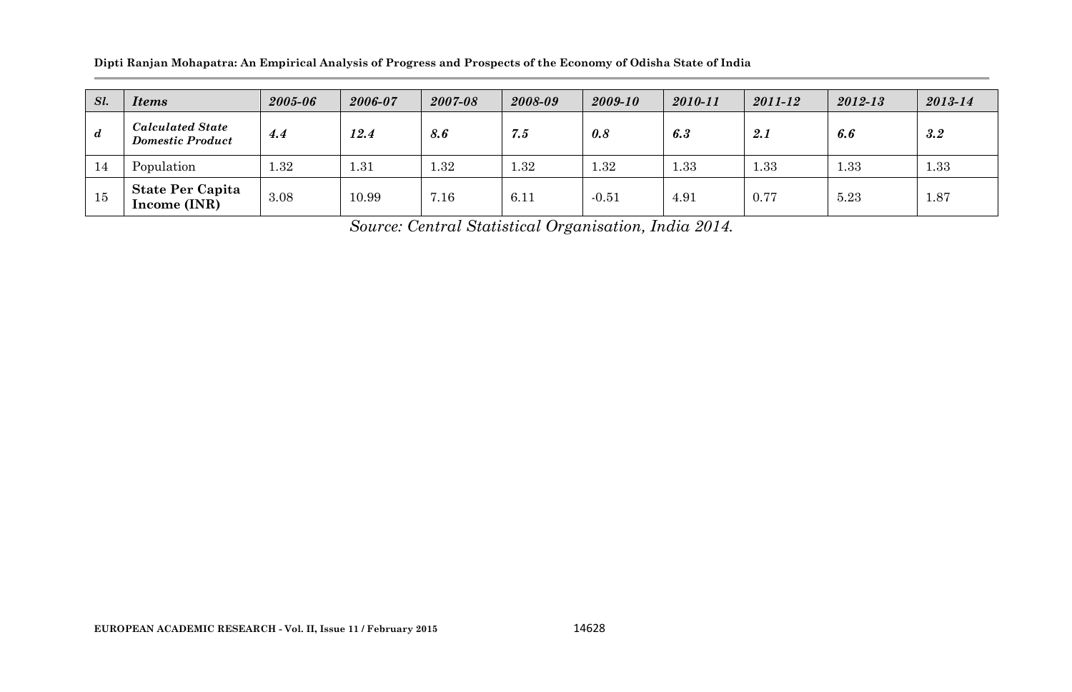| *Sl.* | *Items* | *2005-06* | *2006-07* | *2007-08* | *2008-09* | *2009-10* | *2010-11* | *2011-12* | *2012-13* | *2013-14* |
|---|---|---|---|---|---|---|---|---|---|---|
| ***d*** | ***Calculated State Domestic Product*** | ***4.4*** | ***12.4*** | ***8.6*** | ***7.5*** | ***0.8*** | ***6.3*** | ***2.1*** | ***6.6*** | ***3.2*** |
| 14 | Population | 1.32 | 1.31 | 1.32 | 1.32 | 1.32 | 1.33 | 1.33 | 1.33 | 1.33 |
| 15 | **State Per Capita Income (INR)** | 3.08 | 10.99 | 7.16 | 6.11 | -0.51 | 4.91 | 0.77 | 5.23 | 1.87 |

*Source: Central Statistical Organisation, India 2014.*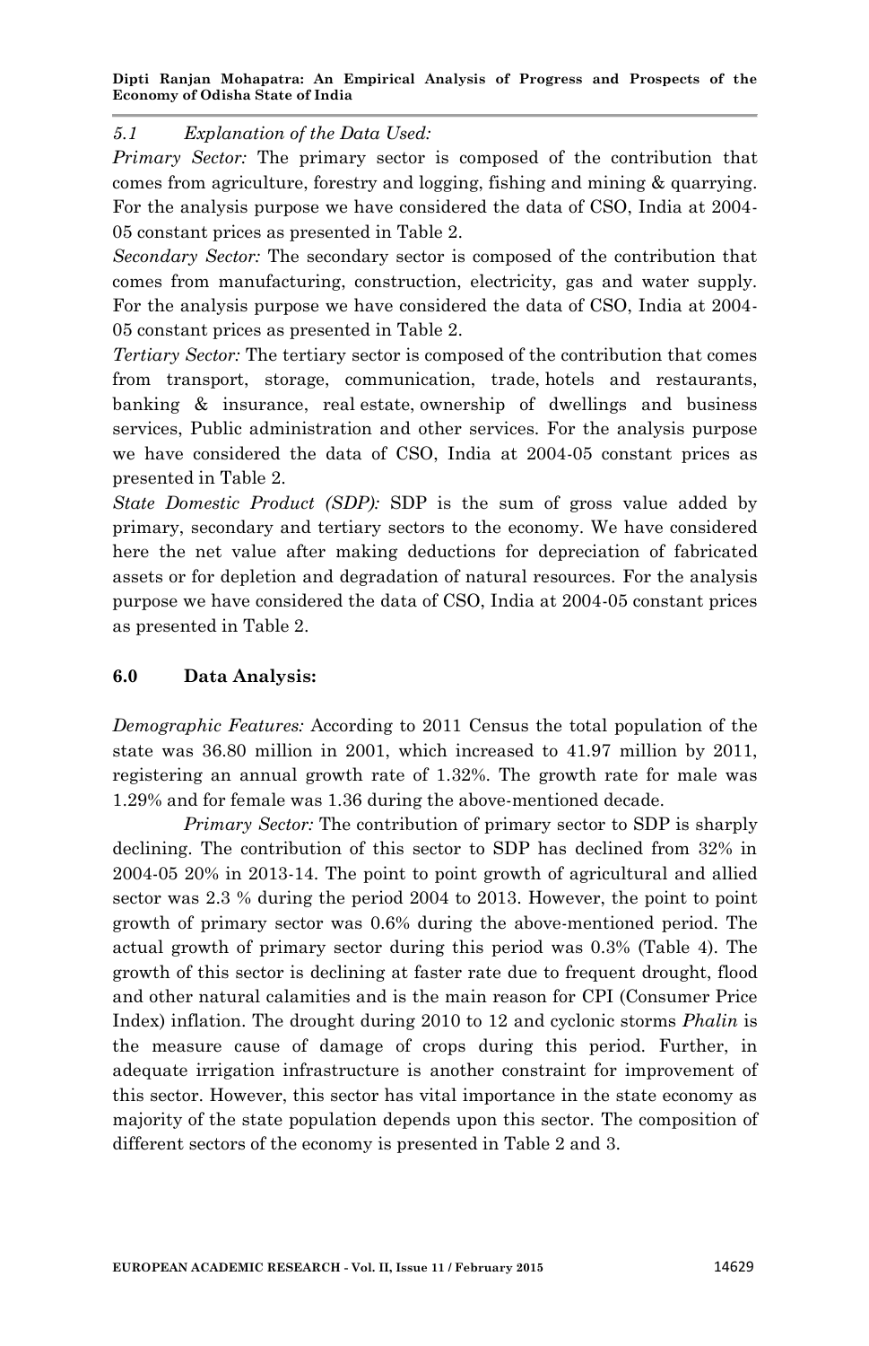*5.1 Explanation of the Data Used:*

*Primary Sector:* The primary sector is composed of the contribution that comes from agriculture, forestry and logging, fishing and mining & quarrying. For the analysis purpose we have considered the data of CSO, India at 2004-05 constant prices as presented in Table 2.

*Secondary Sector:* The secondary sector is composed of the contribution that comes from manufacturing, construction, electricity, gas and water supply. For the analysis purpose we have considered the data of CSO, India at 2004-05 constant prices as presented in Table 2.

*Tertiary Sector:* The tertiary sector is composed of the contribution that comes from transport, storage, communication, trade, hotels and restaurants, banking & insurance, real estate, ownership of dwellings and business services, Public administration and other services. For the analysis purpose we have considered the data of CSO, India at 2004-05 constant prices as presented in Table 2.

*State Domestic Product (SDP):* SDP is the sum of gross value added by primary, secondary and tertiary sectors to the economy. We have considered here the net value after making deductions for depreciation of fabricated assets or for depletion and degradation of natural resources. For the analysis purpose we have considered the data of CSO, India at 2004-05 constant prices as presented in Table 2.

## 6.0 Data Analysis:

*Demographic Features:* According to 2011 Census the total population of the state was 36.80 million in 2001, which increased to 41.97 million by 2011, registering an annual growth rate of 1.32%. The growth rate for male was 1.29% and for female was 1.36 during the above-mentioned decade.

*Primary Sector:* The contribution of primary sector to SDP is sharply declining. The contribution of this sector to SDP has declined from 32% in 2004-05 20% in 2013-14. The point to point growth of agricultural and allied sector was 2.3 % during the period 2004 to 2013. However, the point to point growth of primary sector was 0.6% during the above-mentioned period. The actual growth of primary sector during this period was 0.3% (Table 4). The growth of this sector is declining at faster rate due to frequent drought, flood and other natural calamities and is the main reason for CPI (Consumer Price Index) inflation. The drought during 2010 to 12 and cyclonic storms *Phalin* is the measure cause of damage of crops during this period. Further, in adequate irrigation infrastructure is another constraint for improvement of this sector. However, this sector has vital importance in the state economy as majority of the state population depends upon this sector. The composition of different sectors of the economy is presented in Table 2 and 3.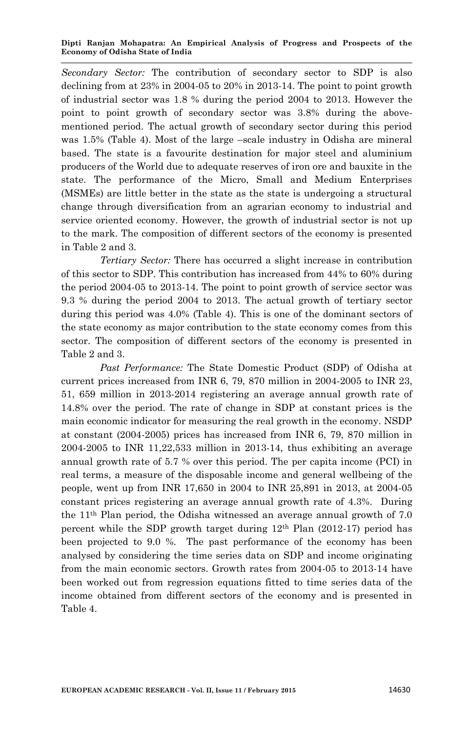*Secondary Sector:* The contribution of secondary sector to SDP is also declining from at 23% in 2004-05 to 20% in 2013-14. The point to point growth of industrial sector was 1.8 % during the period 2004 to 2013. However the point to point growth of secondary sector was 3.8% during the above-mentioned period. The actual growth of secondary sector during this period was 1.5% (Table 4). Most of the large –scale industry in Odisha are mineral based. The state is a favourite destination for major steel and aluminium producers of the World due to adequate reserves of iron ore and bauxite in the state. The performance of the Micro, Small and Medium Enterprises (MSMEs) are little better in the state as the state is undergoing a structural change through diversification from an agrarian economy to industrial and service oriented economy. However, the growth of industrial sector is not up to the mark. The composition of different sectors of the economy is presented in Table 2 and 3.

*Tertiary Sector:* There has occurred a slight increase in contribution of this sector to SDP. This contribution has increased from 44% to 60% during the period 2004-05 to 2013-14. The point to point growth of service sector was 9.3 % during the period 2004 to 2013. The actual growth of tertiary sector during this period was 4.0% (Table 4). This is one of the dominant sectors of the state economy as major contribution to the state economy comes from this sector. The composition of different sectors of the economy is presented in Table 2 and 3.

*Past Performance:* The State Domestic Product (SDP) of Odisha at current prices increased from INR 6, 79, 870 million in 2004-2005 to INR 23, 51, 659 million in 2013-2014 registering an average annual growth rate of 14.8% over the period. The rate of change in SDP at constant prices is the main economic indicator for measuring the real growth in the economy. NSDP at constant (2004-2005) prices has increased from INR 6, 79, 870 million in 2004-2005 to INR 11,22,533 million in 2013-14, thus exhibiting an average annual growth rate of 5.7 % over this period. The per capita income (PCI) in real terms, a measure of the disposable income and general wellbeing of the people, went up from INR 17,650 in 2004 to INR 25,891 in 2013, at 2004-05 constant prices registering an average annual growth rate of 4.3%. During the 11th Plan period, the Odisha witnessed an average annual growth of 7.0 percent while the SDP growth target during 12th Plan (2012-17) period has been projected to 9.0 %. The past performance of the economy has been analysed by considering the time series data on SDP and income originating from the main economic sectors. Growth rates from 2004-05 to 2013-14 have been worked out from regression equations fitted to time series data of the income obtained from different sectors of the economy and is presented in Table 4.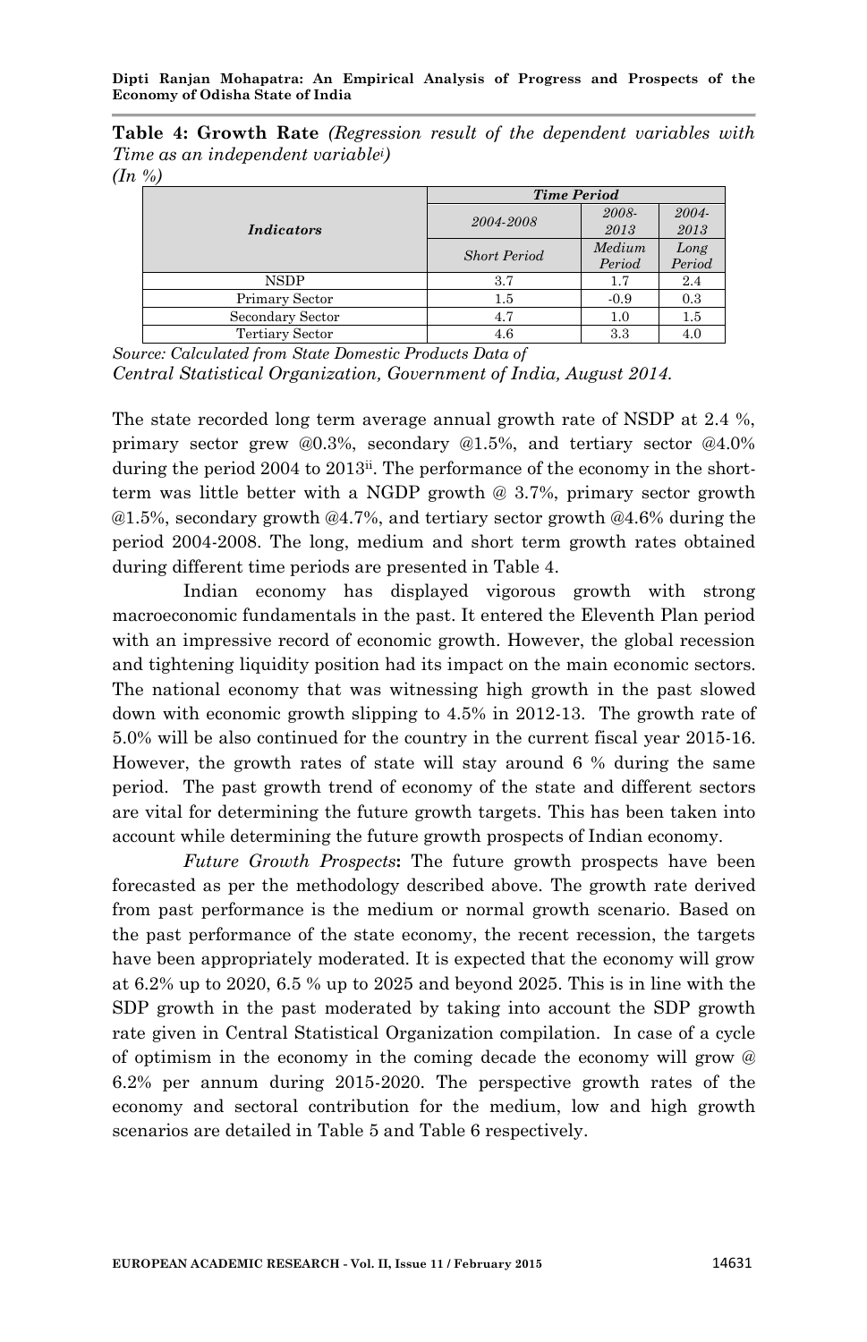**Table 4: Growth Rate** *(Regression result of the dependent variables with Time as an independent variable[i])*
*(In %)*

| *Indicators* | *Time Period* | | |
|---|---|---|---|
| | *2004-2008* | *2008-2013* | *2004-2013* |
| | *Short Period* | *Medium Period* | *Long Period* |
| NSDP | 3.7 | 1.7 | 2.4 |
| Primary Sector | 1.5 | -0.9 | 0.3 |
| Secondary Sector | 4.7 | 1.0 | 1.5 |
| Tertiary Sector | 4.6 | 3.3 | 4.0 |

*Source: Calculated from State Domestic Products Data of Central Statistical Organization, Government of India, August 2014.*

The state recorded long term average annual growth rate of NSDP at 2.4 %, primary sector grew @0.3%, secondary @1.5%, and tertiary sector @4.0% during the period 2004 to 2013[ii]. The performance of the economy in the short-term was little better with a NGDP growth @ 3.7%, primary sector growth @1.5%, secondary growth @4.7%, and tertiary sector growth @4.6% during the period 2004-2008. The long, medium and short term growth rates obtained during different time periods are presented in Table 4.

Indian economy has displayed vigorous growth with strong macroeconomic fundamentals in the past. It entered the Eleventh Plan period with an impressive record of economic growth. However, the global recession and tightening liquidity position had its impact on the main economic sectors. The national economy that was witnessing high growth in the past slowed down with economic growth slipping to 4.5% in 2012-13. The growth rate of 5.0% will be also continued for the country in the current fiscal year 2015-16. However, the growth rates of state will stay around 6 % during the same period. The past growth trend of economy of the state and different sectors are vital for determining the future growth targets. This has been taken into account while determining the future growth prospects of Indian economy.

*Future Growth Prospects***:** The future growth prospects have been forecasted as per the methodology described above. The growth rate derived from past performance is the medium or normal growth scenario. Based on the past performance of the state economy, the recent recession, the targets have been appropriately moderated. It is expected that the economy will grow at 6.2% up to 2020, 6.5 % up to 2025 and beyond 2025. This is in line with the SDP growth in the past moderated by taking into account the SDP growth rate given in Central Statistical Organization compilation. In case of a cycle of optimism in the economy in the coming decade the economy will grow @ 6.2% per annum during 2015-2020. The perspective growth rates of the economy and sectoral contribution for the medium, low and high growth scenarios are detailed in Table 5 and Table 6 respectively.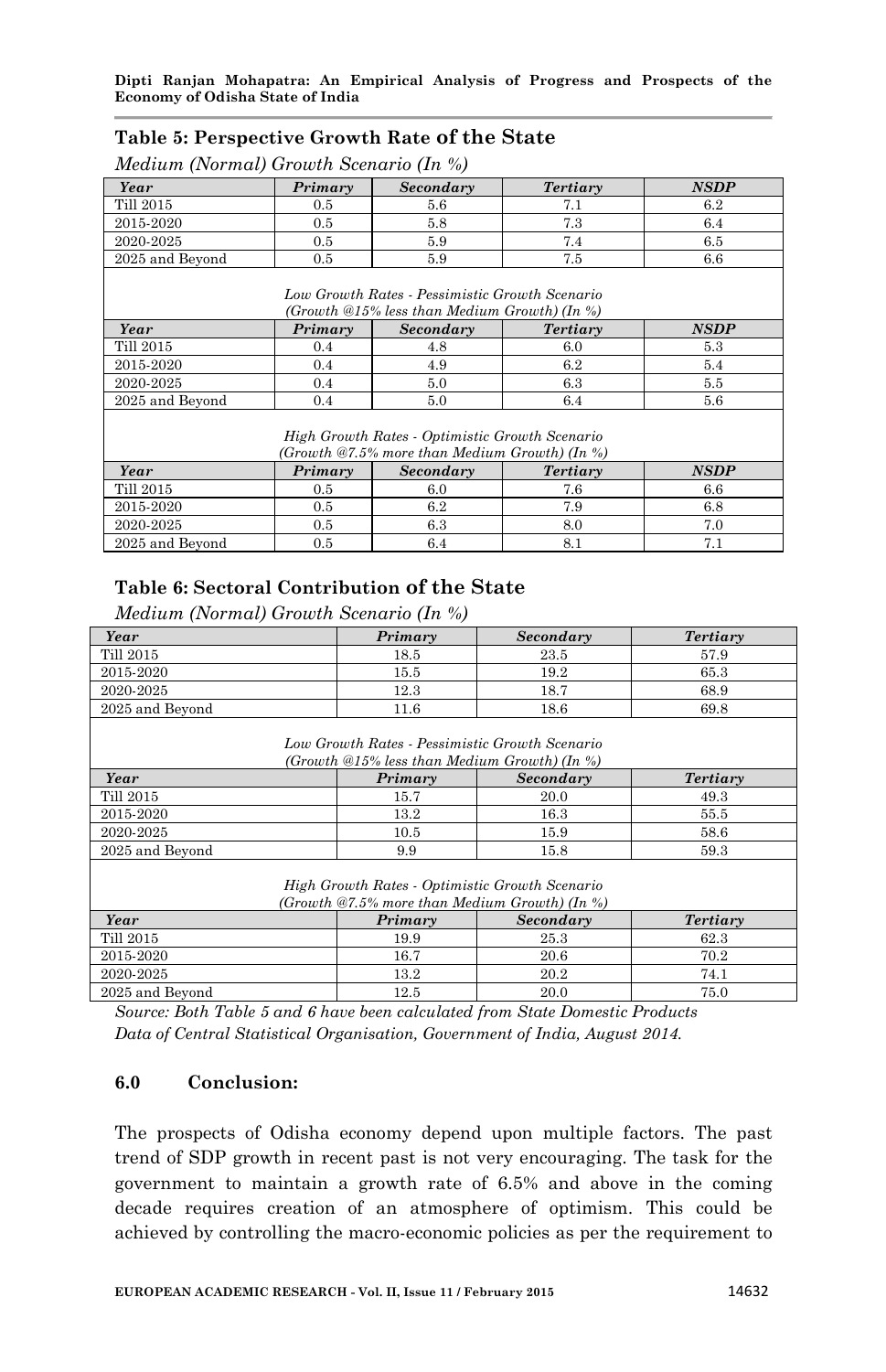## Table 5: Perspective Growth Rate of the State

*Medium (Normal) Growth Scenario (In %)*

| *Year* | *Primary* | *Secondary* | *Tertiary* | *NSDP* |
|---|---|---|---|---|
| Till 2015 | 0.5 | 5.6 | 7.1 | 6.2 |
| 2015-2020 | 0.5 | 5.8 | 7.3 | 6.4 |
| 2020-2025 | 0.5 | 5.9 | 7.4 | 6.5 |
| 2025 and Beyond | 0.5 | 5.9 | 7.5 | 6.6 |
| *Low Growth Rates - Pessimistic Growth Scenario (Growth @15% less than Medium Growth) (In %)* | | | | |
| *Year* | *Primary* | *Secondary* | *Tertiary* | *NSDP* |
| Till 2015 | 0.4 | 4.8 | 6.0 | 5.3 |
| 2015-2020 | 0.4 | 4.9 | 6.2 | 5.4 |
| 2020-2025 | 0.4 | 5.0 | 6.3 | 5.5 |
| 2025 and Beyond | 0.4 | 5.0 | 6.4 | 5.6 |
| *High Growth Rates - Optimistic Growth Scenario (Growth @7.5% more than Medium Growth) (In %)* | | | | |
| *Year* | *Primary* | *Secondary* | *Tertiary* | *NSDP* |
| Till 2015 | 0.5 | 6.0 | 7.6 | 6.6 |
| 2015-2020 | 0.5 | 6.2 | 7.9 | 6.8 |
| 2020-2025 | 0.5 | 6.3 | 8.0 | 7.0 |
| 2025 and Beyond | 0.5 | 6.4 | 8.1 | 7.1 |

## Table 6: Sectoral Contribution of the State

*Medium (Normal) Growth Scenario (In %)*

| *Year* | *Primary* | *Secondary* | *Tertiary* |
|---|---|---|---|
| Till 2015 | 18.5 | 23.5 | 57.9 |
| 2015-2020 | 15.5 | 19.2 | 65.3 |
| 2020-2025 | 12.3 | 18.7 | 68.9 |
| 2025 and Beyond | 11.6 | 18.6 | 69.8 |
| *Low Growth Rates - Pessimistic Growth Scenario (Growth @15% less than Medium Growth) (In %)* | | | |
| *Year* | *Primary* | *Secondary* | *Tertiary* |
| Till 2015 | 15.7 | 20.0 | 49.3 |
| 2015-2020 | 13.2 | 16.3 | 55.5 |
| 2020-2025 | 10.5 | 15.9 | 58.6 |
| 2025 and Beyond | 9.9 | 15.8 | 59.3 |
| *High Growth Rates - Optimistic Growth Scenario (Growth @7.5% more than Medium Growth) (In %)* | | | |
| *Year* | *Primary* | *Secondary* | *Tertiary* |
| Till 2015 | 19.9 | 25.3 | 62.3 |
| 2015-2020 | 16.7 | 20.6 | 70.2 |
| 2020-2025 | 13.2 | 20.2 | 74.1 |
| 2025 and Beyond | 12.5 | 20.0 | 75.0 |

*Source: Both Table 5 and 6 have been calculated from State Domestic Products Data of Central Statistical Organisation, Government of India, August 2014.*

## 6.0 Conclusion:

The prospects of Odisha economy depend upon multiple factors. The past trend of SDP growth in recent past is not very encouraging. The task for the government to maintain a growth rate of 6.5% and above in the coming decade requires creation of an atmosphere of optimism. This could be achieved by controlling the macro-economic policies as per the requirement to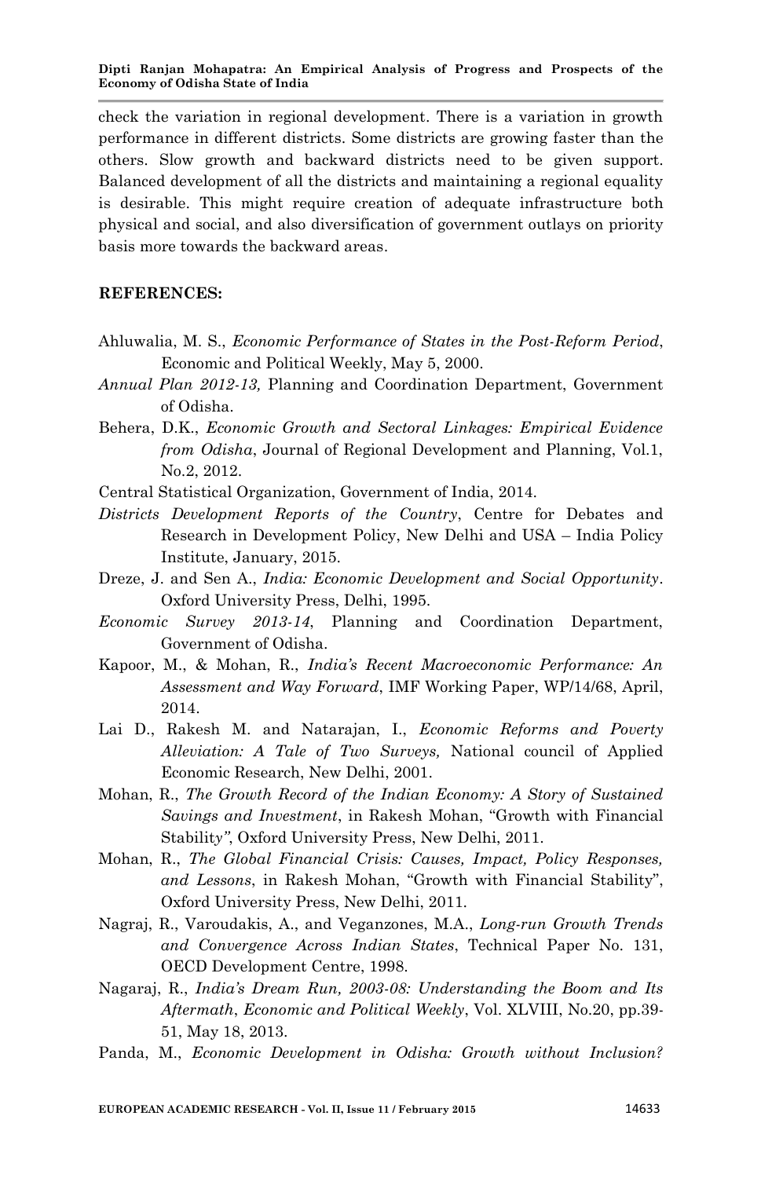check the variation in regional development. There is a variation in growth performance in different districts. Some districts are growing faster than the others. Slow growth and backward districts need to be given support. Balanced development of all the districts and maintaining a regional equality is desirable. This might require creation of adequate infrastructure both physical and social, and also diversification of government outlays on priority basis more towards the backward areas.

**REFERENCES:**

Ahluwalia, M. S., *Economic Performance of States in the Post-Reform Period*, Economic and Political Weekly, May 5, 2000.

*Annual Plan 2012-13,* Planning and Coordination Department, Government of Odisha.

Behera, D.K., *Economic Growth and Sectoral Linkages: Empirical Evidence from Odisha*, Journal of Regional Development and Planning, Vol.1, No.2, 2012.

Central Statistical Organization, Government of India, 2014.

*Districts Development Reports of the Country*, Centre for Debates and Research in Development Policy, New Delhi and USA – India Policy Institute, January, 2015.

Dreze, J. and Sen A., *India: Economic Development and Social Opportunity*. Oxford University Press, Delhi, 1995.

*Economic Survey 2013-14*, Planning and Coordination Department, Government of Odisha.

Kapoor, M., & Mohan, R., *India's Recent Macroeconomic Performance: An Assessment and Way Forward*, IMF Working Paper, WP/14/68, April, 2014.

Lai D., Rakesh M. and Natarajan, I., *Economic Reforms and Poverty Alleviation: A Tale of Two Surveys,* National council of Applied Economic Research, New Delhi, 2001.

Mohan, R., *The Growth Record of the Indian Economy: A Story of Sustained Savings and Investment*, in Rakesh Mohan, "Growth with Financial Stability", Oxford University Press, New Delhi, 2011.

Mohan, R., *The Global Financial Crisis: Causes, Impact, Policy Responses, and Lessons*, in Rakesh Mohan, "Growth with Financial Stability", Oxford University Press, New Delhi, 2011.

Nagraj, R., Varoudakis, A., and Veganzones, M.A., *Long-run Growth Trends and Convergence Across Indian States*, Technical Paper No. 131, OECD Development Centre, 1998.

Nagaraj, R., *India's Dream Run, 2003-08: Understanding the Boom and Its Aftermath*, *Economic and Political Weekly*, Vol. XLVIII, No.20, pp.39-51, May 18, 2013.

Panda, M., *Economic Development in Odisha: Growth without Inclusion?*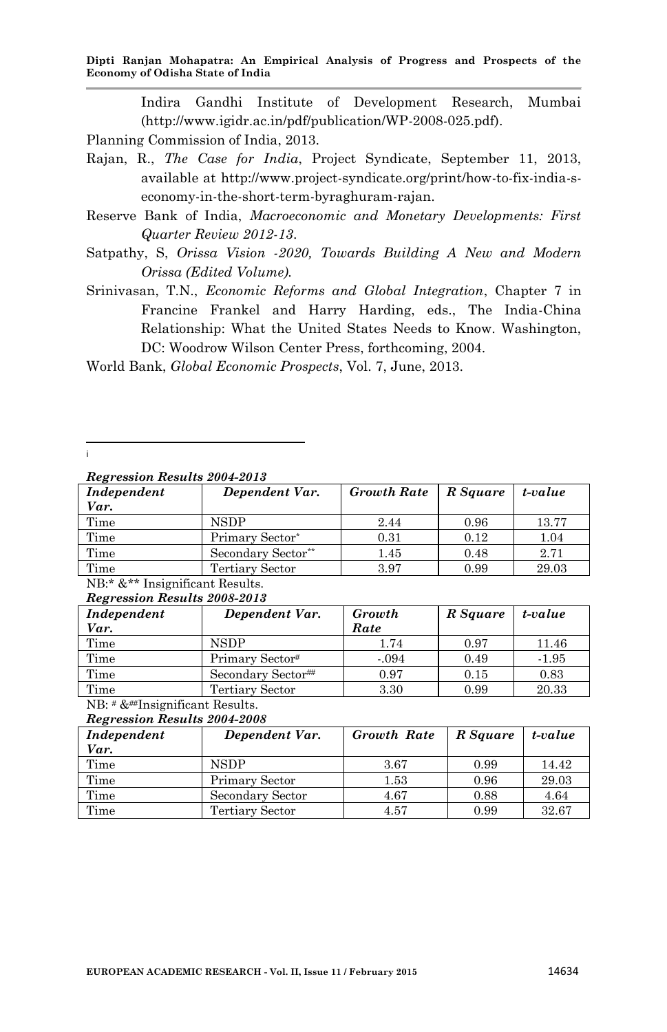Indira Gandhi Institute of Development Research, Mumbai (http://www.igidr.ac.in/pdf/publication/WP-2008-025.pdf).

Planning Commission of India, 2013.

Rajan, R., *The Case for India*, Project Syndicate, September 11, 2013, available at http://www.project-syndicate.org/print/how-to-fix-india-s-economy-in-the-short-term-byraghuram-rajan.

Reserve Bank of India, *Macroeconomic and Monetary Developments: First Quarter Review 2012-13*.

Satpathy, S, *Orissa Vision -2020, Towards Building A New and Modern Orissa (Edited Volume).*

Srinivasan, T.N., *Economic Reforms and Global Integration*, Chapter 7 in Francine Frankel and Harry Harding, eds., The India-China Relationship: What the United States Needs to Know. Washington, DC: Woodrow Wilson Center Press, forthcoming, 2004.

World Bank, *Global Economic Prospects*, Vol. 7, June, 2013.

---

i

***Regression Results 2004-2013***

| *Independent Var.* | *Dependent Var.* | *Growth Rate* | *R Square* | *t-value* |
|---|---|---|---|---|
| Time | NSDP | 2.44 | 0.96 | 13.77 |
| Time | Primary Sector* | 0.31 | 0.12 | 1.04 |
| Time | Secondary Sector** | 1.45 | 0.48 | 2.71 |
| Time | Tertiary Sector | 3.97 | 0.99 | 29.03 |

NB:* &** Insignificant Results.

***Regression Results 2008-2013***

| *Independent Var.* | *Dependent Var.* | *Growth Rate* | *R Square* | *t-value* |
|---|---|---|---|---|
| Time | NSDP | 1.74 | 0.97 | 11.46 |
| Time | Primary Sector# | -.094 | 0.49 | -1.95 |
| Time | Secondary Sector## | 0.97 | 0.15 | 0.83 |
| Time | Tertiary Sector | 3.30 | 0.99 | 20.33 |

NB: # &##Insignificant Results.

***Regression Results 2004-2008***

| *Independent Var.* | *Dependent Var.* | *Growth Rate* | *R Square* | *t-value* |
|---|---|---|---|---|
| Time | NSDP | 3.67 | 0.99 | 14.42 |
| Time | Primary Sector | 1.53 | 0.96 | 29.03 |
| Time | Secondary Sector | 4.67 | 0.88 | 4.64 |
| Time | Tertiary Sector | 4.57 | 0.99 | 32.67 |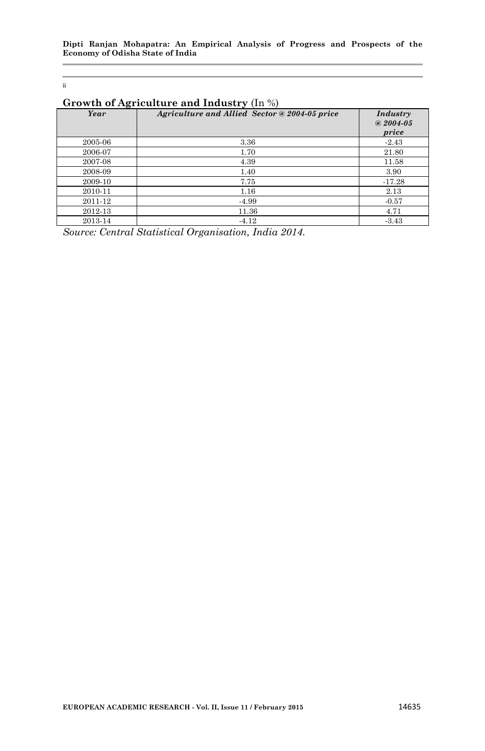ii

**Growth of Agriculture and Industry** (In %)

| *Year* | *Agriculture and Allied Sector @ 2004-05 price* | *Industry @ 2004-05 price* |
|---|---|---|
| 2005-06 | 3.36 | -2.43 |
| 2006-07 | 1.70 | 21.80 |
| 2007-08 | 4.39 | 11.58 |
| 2008-09 | 1.40 | 3.90 |
| 2009-10 | 7.75 | -17.28 |
| 2010-11 | 1.16 | 2.13 |
| 2011-12 | -4.99 | -0.57 |
| 2012-13 | 11.36 | 4.71 |
| 2013-14 | -4.12 | -3.43 |

*Source: Central Statistical Organisation, India 2014.*